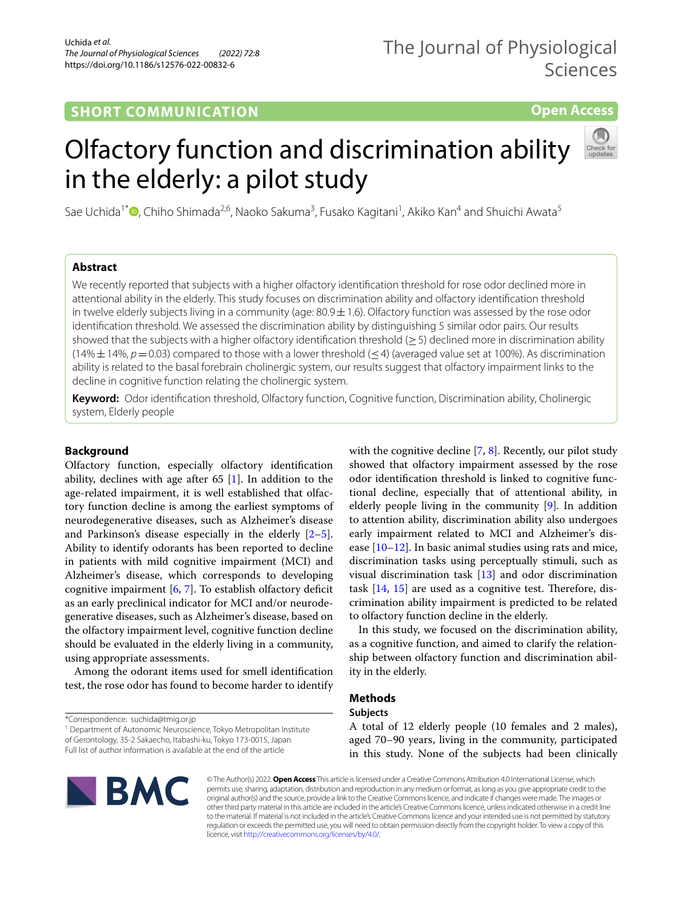SHORT COMMUNICATION

Open Access

# Olfactory function and discrimination ability in the elderly: a pilot study

Sae Uchida[1*], Chiho Shimada[2,6], Naoko Sakuma[3], Fusako Kagitani[1], Akiko Kan[4] and Shuichi Awata[5]

## Abstract

We recently reported that subjects with a higher olfactory identification threshold for rose odor declined more in attentional ability in the elderly. This study focuses on discrimination ability and olfactory identification threshold in twelve elderly subjects living in a community (age: 80.9 ± 1.6). Olfactory function was assessed by the rose odor identification threshold. We assessed the discrimination ability by distinguishing 5 similar odor pairs. Our results showed that the subjects with a higher olfactory identification threshold (≥ 5) declined more in discrimination ability (14% ± 14%, $p = 0.03$) compared to those with a lower threshold (≤ 4) (averaged value set at 100%). As discrimination ability is related to the basal forebrain cholinergic system, our results suggest that olfactory impairment links to the decline in cognitive function relating the cholinergic system.

**Keyword:** Odor identification threshold, Olfactory function, Cognitive function, Discrimination ability, Cholinergic system, Elderly people

## Background

Olfactory function, especially olfactory identification ability, declines with age after 65 [1]. In addition to the age-related impairment, it is well established that olfactory function decline is among the earliest symptoms of neurodegenerative diseases, such as Alzheimer's disease and Parkinson's disease especially in the elderly [2–5]. Ability to identify odorants has been reported to decline in patients with mild cognitive impairment (MCI) and Alzheimer's disease, which corresponds to developing cognitive impairment [6, 7]. To establish olfactory deficit as an early preclinical indicator for MCI and/or neurodegenerative diseases, such as Alzheimer's disease, based on the olfactory impairment level, cognitive function decline should be evaluated in the elderly living in a community, using appropriate assessments.

Among the odorant items used for smell identification test, the rose odor has found to become harder to identify with the cognitive decline [7, 8]. Recently, our pilot study showed that olfactory impairment assessed by the rose odor identification threshold is linked to cognitive functional decline, especially that of attentional ability, in elderly people living in the community [9]. In addition to attention ability, discrimination ability also undergoes early impairment related to MCI and Alzheimer's disease [10–12]. In basic animal studies using rats and mice, discrimination tasks using perceptually stimuli, such as visual discrimination task [13] and odor discrimination task [14, 15] are used as a cognitive test. Therefore, discrimination ability impairment is predicted to be related to olfactory function decline in the elderly.

In this study, we focused on the discrimination ability, as a cognitive function, and aimed to clarify the relationship between olfactory function and discrimination ability in the elderly.

## Methods

### Subjects

A total of 12 elderly people (10 females and 2 males), aged 70–90 years, living in the community, participated in this study. None of the subjects had been clinically

*Correspondence: suchida@tmig.or.jp

[1] Department of Autonomic Neuroscience, Tokyo Metropolitan Institute of Gerontology, 35-2 Sakaecho, Itabashi-ku, Tokyo 173-0015, Japan

Full list of author information is available at the end of the article

© The Author(s) 2022. **Open Access** This article is licensed under a Creative Commons Attribution 4.0 International License, which permits use, sharing, adaptation, distribution and reproduction in any medium or format, as long as you give appropriate credit to the original author(s) and the source, provide a link to the Creative Commons licence, and indicate if changes were made. The images or other third party material in this article are included in the article's Creative Commons licence, unless indicated otherwise in a credit line to the material. If material is not included in the article's Creative Commons licence and your intended use is not permitted by statutory regulation or exceeds the permitted use, you will need to obtain permission directly from the copyright holder. To view a copy of this licence, visit http://creativecommons.org/licenses/by/4.0/.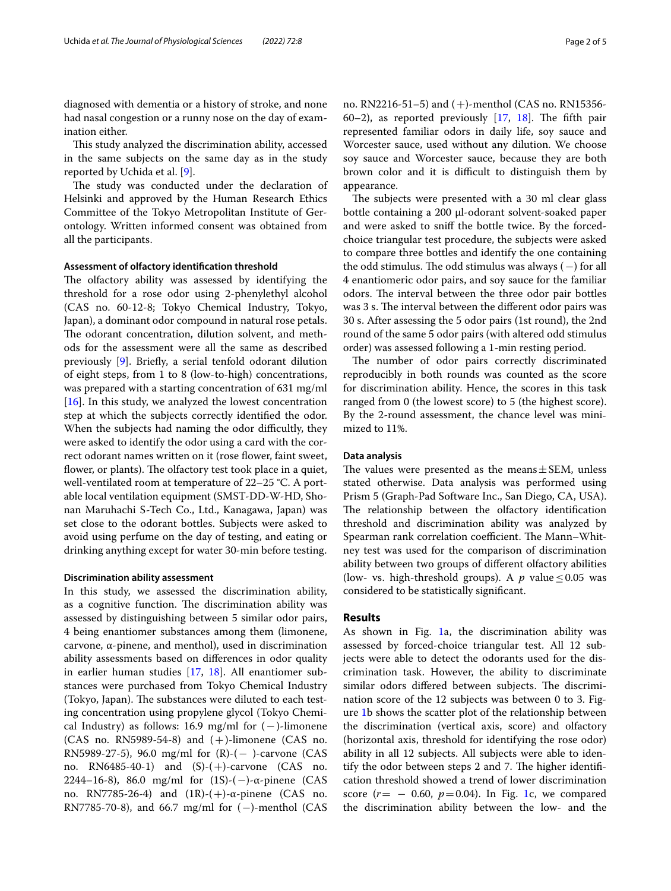diagnosed with dementia or a history of stroke, and none had nasal congestion or a runny nose on the day of examination either.

This study analyzed the discrimination ability, accessed in the same subjects on the same day as in the study reported by Uchida et al. [9].

The study was conducted under the declaration of Helsinki and approved by the Human Research Ethics Committee of the Tokyo Metropolitan Institute of Gerontology. Written informed consent was obtained from all the participants.

### Assessment of olfactory identification threshold

The olfactory ability was assessed by identifying the threshold for a rose odor using 2-phenylethyl alcohol (CAS no. 60-12-8; Tokyo Chemical Industry, Tokyo, Japan), a dominant odor compound in natural rose petals. The odorant concentration, dilution solvent, and methods for the assessment were all the same as described previously [9]. Briefly, a serial tenfold odorant dilution of eight steps, from 1 to 8 (low-to-high) concentrations, was prepared with a starting concentration of 631 mg/ml [16]. In this study, we analyzed the lowest concentration step at which the subjects correctly identified the odor. When the subjects had naming the odor difficultly, they were asked to identify the odor using a card with the correct odorant names written on it (rose flower, faint sweet, flower, or plants). The olfactory test took place in a quiet, well-ventilated room at temperature of 22–25 °C. A portable local ventilation equipment (SMST-DD-W-HD, Shonan Maruhachi S-Tech Co., Ltd., Kanagawa, Japan) was set close to the odorant bottles. Subjects were asked to avoid using perfume on the day of testing, and eating or drinking anything except for water 30-min before testing.

### Discrimination ability assessment

In this study, we assessed the discrimination ability, as a cognitive function. The discrimination ability was assessed by distinguishing between 5 similar odor pairs, 4 being enantiomer substances among them (limonene, carvone, α-pinene, and menthol), used in discrimination ability assessments based on differences in odor quality in earlier human studies [17, 18]. All enantiomer substances were purchased from Tokyo Chemical Industry (Tokyo, Japan). The substances were diluted to each testing concentration using propylene glycol (Tokyo Chemical Industry) as follows: 16.9 mg/ml for (−)-limonene (CAS no. RN5989-54-8) and (+)-limonene (CAS no. RN5989-27-5), 96.0 mg/ml for (R)-(− )-carvone (CAS no. RN6485-40-1) and (S)-(+)-carvone (CAS no. 2244–16-8), 86.0 mg/ml for (1S)-(−)-α-pinene (CAS no. RN7785-26-4) and (1R)-(+)-α-pinene (CAS no. RN7785-70-8), and 66.7 mg/ml for (−)-menthol (CAS no. RN2216-51–5) and (+)-menthol (CAS no. RN15356-60–2), as reported previously [17, 18]. The fifth pair represented familiar odors in daily life, soy sauce and Worcester sauce, used without any dilution. We choose soy sauce and Worcester sauce, because they are both brown color and it is difficult to distinguish them by appearance.

The subjects were presented with a 30 ml clear glass bottle containing a 200 μl-odorant solvent-soaked paper and were asked to sniff the bottle twice. By the forced-choice triangular test procedure, the subjects were asked to compare three bottles and identify the one containing the odd stimulus. The odd stimulus was always (−) for all 4 enantiomeric odor pairs, and soy sauce for the familiar odors. The interval between the three odor pair bottles was 3 s. The interval between the different odor pairs was 30 s. After assessing the 5 odor pairs (1st round), the 2nd round of the same 5 odor pairs (with altered odd stimulus order) was assessed following a 1-min resting period.

The number of odor pairs correctly discriminated reproducibly in both rounds was counted as the score for discrimination ability. Hence, the scores in this task ranged from 0 (the lowest score) to 5 (the highest score). By the 2-round assessment, the chance level was minimized to 11%.

### Data analysis

The values were presented as the means ± SEM, unless stated otherwise. Data analysis was performed using Prism 5 (Graph-Pad Software Inc., San Diego, CA, USA). The relationship between the olfactory identification threshold and discrimination ability was analyzed by Spearman rank correlation coefficient. The Mann–Whitney test was used for the comparison of discrimination ability between two groups of different olfactory abilities (low- vs. high-threshold groups). A $p$ value $\leq 0.05$ was considered to be statistically significant.

## Results

As shown in Fig. 1a, the discrimination ability was assessed by forced-choice triangular test. All 12 subjects were able to detect the odorants used for the discrimination task. However, the ability to discriminate similar odors differed between subjects. The discrimination score of the 12 subjects was between 0 to 3. Figure 1b shows the scatter plot of the relationship between the discrimination (vertical axis, score) and olfactory (horizontal axis, threshold for identifying the rose odor) ability in all 12 subjects. All subjects were able to identify the odor between steps 2 and 7. The higher identification threshold showed a trend of lower discrimination score ($r = -0.60$, $p = 0.04$). In Fig. 1c, we compared the discrimination ability between the low- and the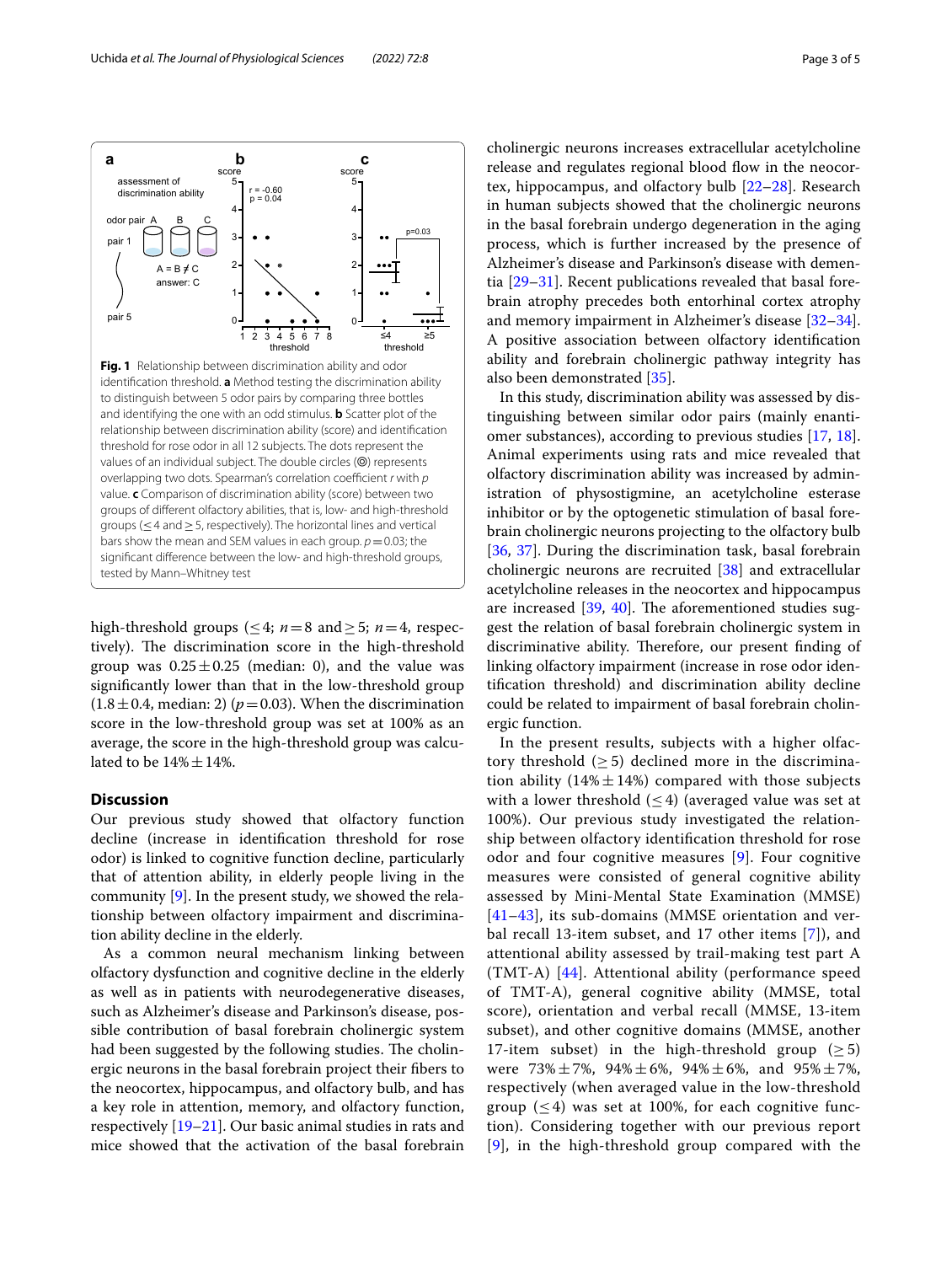**Fig. 1** Relationship between discrimination ability and odor identification threshold. **a** Method testing the discrimination ability to distinguish between 5 odor pairs by comparing three bottles and identifying the one with an odd stimulus. **b** Scatter plot of the relationship between discrimination ability (score) and identification threshold for rose odor in all 12 subjects. The dots represent the values of an individual subject. The double circles (◎) represents overlapping two dots. Spearman's correlation coefficient *r* with *p* value. **c** Comparison of discrimination ability (score) between two groups of different olfactory abilities, that is, low- and high-threshold groups (≤ 4 and ≥ 5, respectively). The horizontal lines and vertical bars show the mean and SEM values in each group. *p* = 0.03; the significant difference between the low- and high-threshold groups, tested by Mann–Whitney test

high-threshold groups (≤ 4; *n* = 8 and ≥ 5; *n* = 4, respectively). The discrimination score in the high-threshold group was 0.25 ± 0.25 (median: 0), and the value was significantly lower than that in the low-threshold group (1.8 ± 0.4, median: 2) (*p* = 0.03). When the discrimination score in the low-threshold group was set at 100% as an average, the score in the high-threshold group was calculated to be 14% ± 14%.

## Discussion

Our previous study showed that olfactory function decline (increase in identification threshold for rose odor) is linked to cognitive function decline, particularly that of attention ability, in elderly people living in the community [9]. In the present study, we showed the relationship between olfactory impairment and discrimination ability decline in the elderly.

As a common neural mechanism linking between olfactory dysfunction and cognitive decline in the elderly as well as in patients with neurodegenerative diseases, such as Alzheimer's disease and Parkinson's disease, possible contribution of basal forebrain cholinergic system had been suggested by the following studies. The cholinergic neurons in the basal forebrain project their fibers to the neocortex, hippocampus, and olfactory bulb, and has a key role in attention, memory, and olfactory function, respectively [19–21]. Our basic animal studies in rats and mice showed that the activation of the basal forebrain cholinergic neurons increases extracellular acetylcholine release and regulates regional blood flow in the neocortex, hippocampus, and olfactory bulb [22–28]. Research in human subjects showed that the cholinergic neurons in the basal forebrain undergo degeneration in the aging process, which is further increased by the presence of Alzheimer's disease and Parkinson's disease with dementia [29–31]. Recent publications revealed that basal forebrain atrophy precedes both entorhinal cortex atrophy and memory impairment in Alzheimer's disease [32–34]. A positive association between olfactory identification ability and forebrain cholinergic pathway integrity has also been demonstrated [35].

In this study, discrimination ability was assessed by distinguishing between similar odor pairs (mainly enantiomer substances), according to previous studies [17, 18]. Animal experiments using rats and mice revealed that olfactory discrimination ability was increased by administration of physostigmine, an acetylcholine esterase inhibitor or by the optogenetic stimulation of basal forebrain cholinergic neurons projecting to the olfactory bulb [36, 37]. During the discrimination task, basal forebrain cholinergic neurons are recruited [38] and extracellular acetylcholine releases in the neocortex and hippocampus are increased [39, 40]. The aforementioned studies suggest the relation of basal forebrain cholinergic system in discriminative ability. Therefore, our present finding of linking olfactory impairment (increase in rose odor identification threshold) and discrimination ability decline could be related to impairment of basal forebrain cholinergic function.

In the present results, subjects with a higher olfactory threshold (≥ 5) declined more in the discrimination ability (14% ± 14%) compared with those subjects with a lower threshold (≤ 4) (averaged value was set at 100%). Our previous study investigated the relationship between olfactory identification threshold for rose odor and four cognitive measures [9]. Four cognitive measures were consisted of general cognitive ability assessed by Mini-Mental State Examination (MMSE) [41–43], its sub-domains (MMSE orientation and verbal recall 13-item subset, and 17 other items [7]), and attentional ability assessed by trail-making test part A (TMT-A) [44]. Attentional ability (performance speed of TMT-A), general cognitive ability (MMSE, total score), orientation and verbal recall (MMSE, 13-item subset), and other cognitive domains (MMSE, another 17-item subset) in the high-threshold group (≥ 5) were 73% ± 7%, 94% ± 6%, 94% ± 6%, and 95% ± 7%, respectively (when averaged value in the low-threshold group (≤ 4) was set at 100%, for each cognitive function). Considering together with our previous report [9], in the high-threshold group compared with the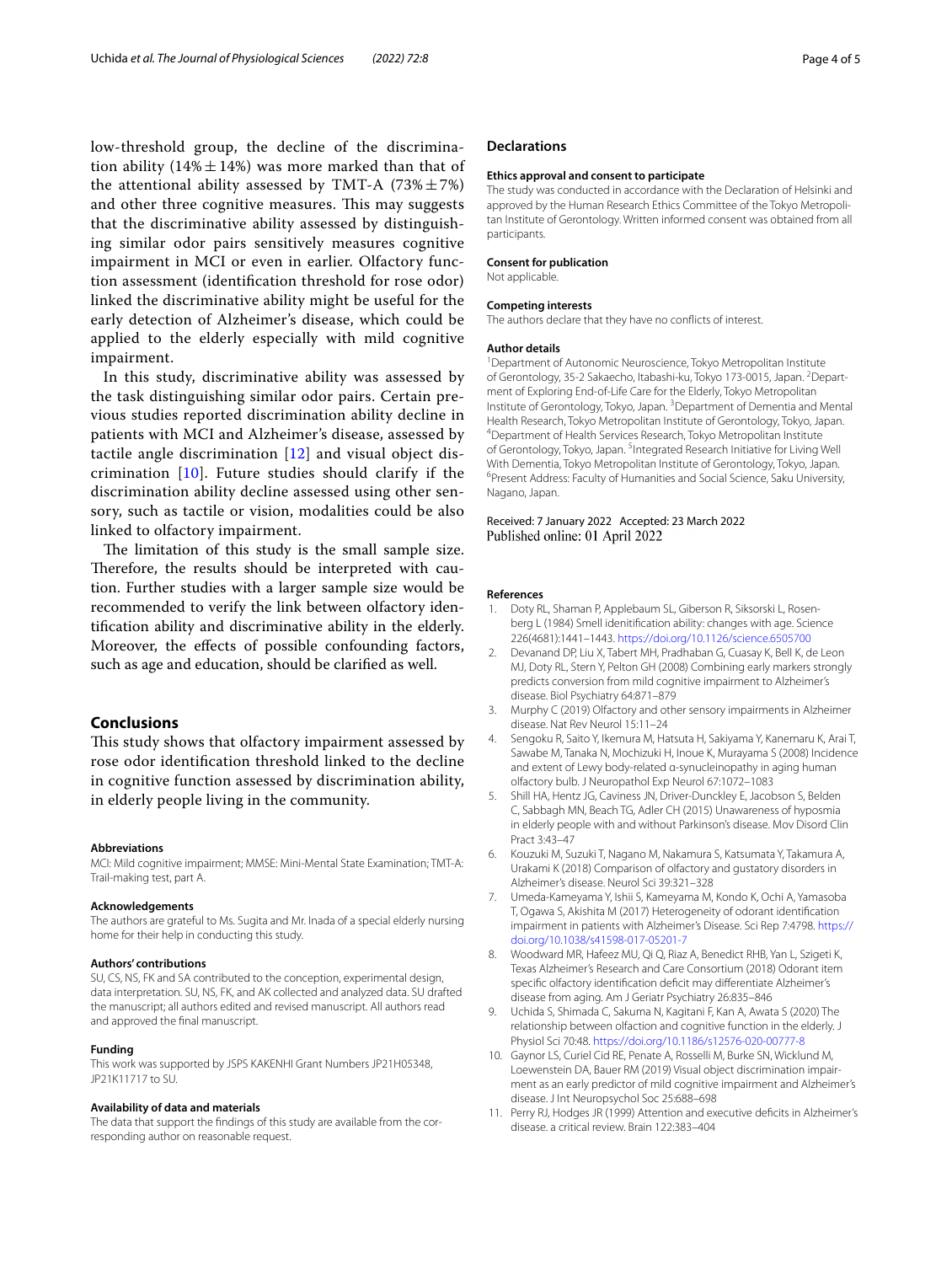low-threshold group, the decline of the discrimination ability (14% ± 14%) was more marked than that of the attentional ability assessed by TMT-A (73% ± 7%) and other three cognitive measures. This may suggests that the discriminative ability assessed by distinguishing similar odor pairs sensitively measures cognitive impairment in MCI or even in earlier. Olfactory function assessment (identification threshold for rose odor) linked the discriminative ability might be useful for the early detection of Alzheimer's disease, which could be applied to the elderly especially with mild cognitive impairment.

In this study, discriminative ability was assessed by the task distinguishing similar odor pairs. Certain previous studies reported discrimination ability decline in patients with MCI and Alzheimer's disease, assessed by tactile angle discrimination [12] and visual object discrimination [10]. Future studies should clarify if the discrimination ability decline assessed using other sensory, such as tactile or vision, modalities could be also linked to olfactory impairment.

The limitation of this study is the small sample size. Therefore, the results should be interpreted with caution. Further studies with a larger sample size would be recommended to verify the link between olfactory identification ability and discriminative ability in the elderly. Moreover, the effects of possible confounding factors, such as age and education, should be clarified as well.

## Conclusions

This study shows that olfactory impairment assessed by rose odor identification threshold linked to the decline in cognitive function assessed by discrimination ability, in elderly people living in the community.

#### Abbreviations

MCI: Mild cognitive impairment; MMSE: Mini-Mental State Examination; TMT-A: Trail-making test, part A.

#### Acknowledgements

The authors are grateful to Ms. Sugita and Mr. Inada of a special elderly nursing home for their help in conducting this study.

#### Authors' contributions

SU, CS, NS, FK and SA contributed to the conception, experimental design, data interpretation. SU, NS, FK, and AK collected and analyzed data. SU drafted the manuscript; all authors edited and revised manuscript. All authors read and approved the final manuscript.

#### Funding

This work was supported by JSPS KAKENHI Grant Numbers JP21H05348, JP21K11717 to SU.

#### Availability of data and materials

The data that support the findings of this study are available from the corresponding author on reasonable request.

## Declarations

#### Ethics approval and consent to participate

The study was conducted in accordance with the Declaration of Helsinki and approved by the Human Research Ethics Committee of the Tokyo Metropolitan Institute of Gerontology. Written informed consent was obtained from all participants.

#### Consent for publication

Not applicable.

#### Competing interests

The authors declare that they have no conflicts of interest.

#### Author details

[1]Department of Autonomic Neuroscience, Tokyo Metropolitan Institute of Gerontology, 35-2 Sakaecho, Itabashi-ku, Tokyo 173-0015, Japan. [2]Department of Exploring End-of-Life Care for the Elderly, Tokyo Metropolitan Institute of Gerontology, Tokyo, Japan. [3]Department of Dementia and Mental Health Research, Tokyo Metropolitan Institute of Gerontology, Tokyo, Japan. [4]Department of Health Services Research, Tokyo Metropolitan Institute of Gerontology, Tokyo, Japan. [5]Integrated Research Initiative for Living Well With Dementia, Tokyo Metropolitan Institute of Gerontology, Tokyo, Japan. [6]Present Address: Faculty of Humanities and Social Science, Saku University, Nagano, Japan.

Received: 7 January 2022 Accepted: 23 March 2022
Published online: 01 April 2022

#### References

1. Doty RL, Shaman P, Applebaum SL, Giberson R, Siksorski L, Rosenberg L (1984) Smell idenitification ability: changes with age. Science 226(4681):1441–1443. https://doi.org/10.1126/science.6505700
2. Devanand DP, Liu X, Tabert MH, Pradhaban G, Cuasay K, Bell K, de Leon MJ, Doty RL, Stern Y, Pelton GH (2008) Combining early markers strongly predicts conversion from mild cognitive impairment to Alzheimer's disease. Biol Psychiatry 64:871–879
3. Murphy C (2019) Olfactory and other sensory impairments in Alzheimer disease. Nat Rev Neurol 15:11–24
4. Sengoku R, Saito Y, Ikemura M, Hatsuta H, Sakiyama Y, Kanemaru K, Arai T, Sawabe M, Tanaka N, Mochizuki H, Inoue K, Murayama S (2008) Incidence and extent of Lewy body-related α-synucleinopathy in aging human olfactory bulb. J Neuropathol Exp Neurol 67:1072–1083
5. Shill HA, Hentz JG, Caviness JN, Driver-Dunckley E, Jacobson S, Belden C, Sabbagh MN, Beach TG, Adler CH (2015) Unawareness of hyposmia in elderly people with and without Parkinson's disease. Mov Disord Clin Pract 3:43–47
6. Kouzuki M, Suzuki T, Nagano M, Nakamura S, Katsumata Y, Takamura A, Urakami K (2018) Comparison of olfactory and gustatory disorders in Alzheimer's disease. Neurol Sci 39:321–328
7. Umeda-Kameyama Y, Ishii S, Kameyama M, Kondo K, Ochi A, Yamasoba T, Ogawa S, Akishita M (2017) Heterogeneity of odorant identification impairment in patients with Alzheimer's Disease. Sci Rep 7:4798. https://doi.org/10.1038/s41598-017-05201-7
8. Woodward MR, Hafeez MU, Qi Q, Riaz A, Benedict RHB, Yan L, Szigeti K, Texas Alzheimer's Research and Care Consortium (2018) Odorant item specific olfactory identification deficit may differentiate Alzheimer's disease from aging. Am J Geriatr Psychiatry 26:835–846
9. Uchida S, Shimada C, Sakuma N, Kagitani F, Kan A, Awata S (2020) The relationship between olfaction and cognitive function in the elderly. J Physiol Sci 70:48. https://doi.org/10.1186/s12576-020-00777-8
10. Gaynor LS, Curiel Cid RE, Penate A, Rosselli M, Burke SN, Wicklund M, Loewenstein DA, Bauer RM (2019) Visual object discrimination impairment as an early predictor of mild cognitive impairment and Alzheimer's disease. J Int Neuropsychol Soc 25:688–698
11. Perry RJ, Hodges JR (1999) Attention and executive deficits in Alzheimer's disease. a critical review. Brain 122:383–404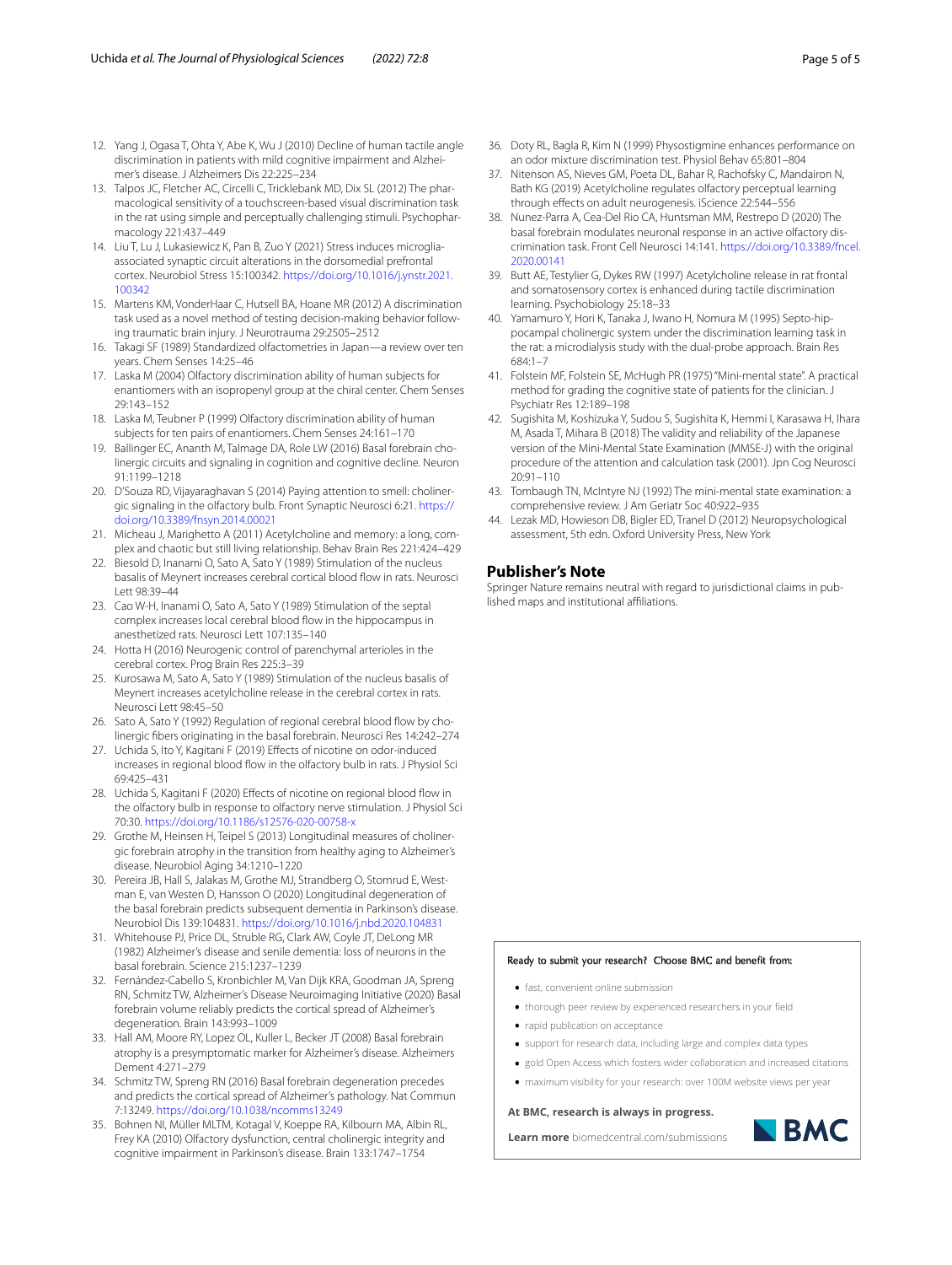12. Yang J, Ogasa T, Ohta Y, Abe K, Wu J (2010) Decline of human tactile angle discrimination in patients with mild cognitive impairment and Alzheimer's disease. J Alzheimers Dis 22:225–234
13. Talpos JC, Fletcher AC, Circelli C, Tricklebank MD, Dix SL (2012) The pharmacological sensitivity of a touchscreen-based visual discrimination task in the rat using simple and perceptually challenging stimuli. Psychopharmacology 221:437–449
14. Liu T, Lu J, Lukasiewicz K, Pan B, Zuo Y (2021) Stress induces microglia-associated synaptic circuit alterations in the dorsomedial prefrontal cortex. Neurobiol Stress 15:100342. https://doi.org/10.1016/j.ynstr.2021.100342
15. Martens KM, VonderHaar C, Hutsell BA, Hoane MR (2012) A discrimination task used as a novel method of testing decision-making behavior following traumatic brain injury. J Neurotrauma 29:2505–2512
16. Takagi SF (1989) Standardized olfactometries in Japan—a review over ten years. Chem Senses 14:25–46
17. Laska M (2004) Olfactory discrimination ability of human subjects for enantiomers with an isopropenyl group at the chiral center. Chem Senses 29:143–152
18. Laska M, Teubner P (1999) Olfactory discrimination ability of human subjects for ten pairs of enantiomers. Chem Senses 24:161–170
19. Ballinger EC, Ananth M, Talmage DA, Role LW (2016) Basal forebrain cholinergic circuits and signaling in cognition and cognitive decline. Neuron 91:1199–1218
20. D'Souza RD, Vijayaraghavan S (2014) Paying attention to smell: cholinergic signaling in the olfactory bulb. Front Synaptic Neurosci 6:21. https://doi.org/10.3389/fnsyn.2014.00021
21. Micheau J, Marighetto A (2011) Acetylcholine and memory: a long, complex and chaotic but still living relationship. Behav Brain Res 221:424–429
22. Biesold D, Inanami O, Sato A, Sato Y (1989) Stimulation of the nucleus basalis of Meynert increases cerebral cortical blood flow in rats. Neurosci Lett 98:39–44
23. Cao W-H, Inanami O, Sato A, Sato Y (1989) Stimulation of the septal complex increases local cerebral blood flow in the hippocampus in anesthetized rats. Neurosci Lett 107:135–140
24. Hotta H (2016) Neurogenic control of parenchymal arterioles in the cerebral cortex. Prog Brain Res 225:3–39
25. Kurosawa M, Sato A, Sato Y (1989) Stimulation of the nucleus basalis of Meynert increases acetylcholine release in the cerebral cortex in rats. Neurosci Lett 98:45–50
26. Sato A, Sato Y (1992) Regulation of regional cerebral blood flow by cholinergic fibers originating in the basal forebrain. Neurosci Res 14:242–274
27. Uchida S, Ito Y, Kagitani F (2019) Effects of nicotine on odor-induced increases in regional blood flow in the olfactory bulb in rats. J Physiol Sci 69:425–431
28. Uchida S, Kagitani F (2020) Effects of nicotine on regional blood flow in the olfactory bulb in response to olfactory nerve stimulation. J Physiol Sci 70:30. https://doi.org/10.1186/s12576-020-00758-x
29. Grothe M, Heinsen H, Teipel S (2013) Longitudinal measures of cholinergic forebrain atrophy in the transition from healthy aging to Alzheimer's disease. Neurobiol Aging 34:1210–1220
30. Pereira JB, Hall S, Jalakas M, Grothe MJ, Strandberg O, Stomrud E, Westman E, van Westen D, Hansson O (2020) Longitudinal degeneration of the basal forebrain predicts subsequent dementia in Parkinson's disease. Neurobiol Dis 139:104831. https://doi.org/10.1016/j.nbd.2020.104831
31. Whitehouse PJ, Price DL, Struble RG, Clark AW, Coyle JT, DeLong MR (1982) Alzheimer's disease and senile dementia: loss of neurons in the basal forebrain. Science 215:1237–1239
32. Fernández-Cabello S, Kronbichler M, Van Dijk KRA, Goodman JA, Spreng RN, Schmitz TW, Alzheimer's Disease Neuroimaging Initiative (2020) Basal forebrain volume reliably predicts the cortical spread of Alzheimer's degeneration. Brain 143:993–1009
33. Hall AM, Moore RY, Lopez OL, Kuller L, Becker JT (2008) Basal forebrain atrophy is a presymptomatic marker for Alzheimer's disease. Alzheimers Dement 4:271–279
34. Schmitz TW, Spreng RN (2016) Basal forebrain degeneration precedes and predicts the cortical spread of Alzheimer's pathology. Nat Commun 7:13249. https://doi.org/10.1038/ncomms13249
35. Bohnen NI, Müller MLTM, Kotagal V, Koeppe RA, Kilbourn MA, Albin RL, Frey KA (2010) Olfactory dysfunction, central cholinergic integrity and cognitive impairment in Parkinson's disease. Brain 133:1747–1754
36. Doty RL, Bagla R, Kim N (1999) Physostigmine enhances performance on an odor mixture discrimination test. Physiol Behav 65:801–804
37. Nitenson AS, Nieves GM, Poeta DL, Bahar R, Rachofsky C, Mandairon N, Bath KG (2019) Acetylcholine regulates olfactory perceptual learning through effects on adult neurogenesis. iScience 22:544–556
38. Nunez-Parra A, Cea-Del Rio CA, Huntsman MM, Restrepo D (2020) The basal forebrain modulates neuronal response in an active olfactory discrimination task. Front Cell Neurosci 14:141. https://doi.org/10.3389/fncel.2020.00141
39. Butt AE, Testylier G, Dykes RW (1997) Acetylcholine release in rat frontal and somatosensory cortex is enhanced during tactile discrimination learning. Psychobiology 25:18–33
40. Yamamuro Y, Hori K, Tanaka J, Iwano H, Nomura M (1995) Septo-hippocampal cholinergic system under the discrimination learning task in the rat: a microdialysis study with the dual-probe approach. Brain Res 684:1–7
41. Folstein MF, Folstein SE, McHugh PR (1975) "Mini-mental state". A practical method for grading the cognitive state of patients for the clinician. J Psychiatr Res 12:189–198
42. Sugishita M, Koshizuka Y, Sudou S, Sugishita K, Hemmi I, Karasawa H, Ihara M, Asada T, Mihara B (2018) The validity and reliability of the Japanese version of the Mini-Mental State Examination (MMSE-J) with the original procedure of the attention and calculation task (2001). Jpn Cog Neurosci 20:91–110
43. Tombaugh TN, McIntyre NJ (1992) The mini-mental state examination: a comprehensive review. J Am Geriatr Soc 40:922–935
44. Lezak MD, Howieson DB, Bigler ED, Tranel D (2012) Neuropsychological assessment, 5th edn. Oxford University Press, New York

## Publisher's Note

Springer Nature remains neutral with regard to jurisdictional claims in published maps and institutional affiliations.

Ready to submit your research? Choose BMC and benefit from:

- fast, convenient online submission
- thorough peer review by experienced researchers in your field
- rapid publication on acceptance
- support for research data, including large and complex data types
- gold Open Access which fosters wider collaboration and increased citations
- maximum visibility for your research: over 100M website views per year

**At BMC, research is always in progress.**

**Learn more** biomedcentral.com/submissions

BMC